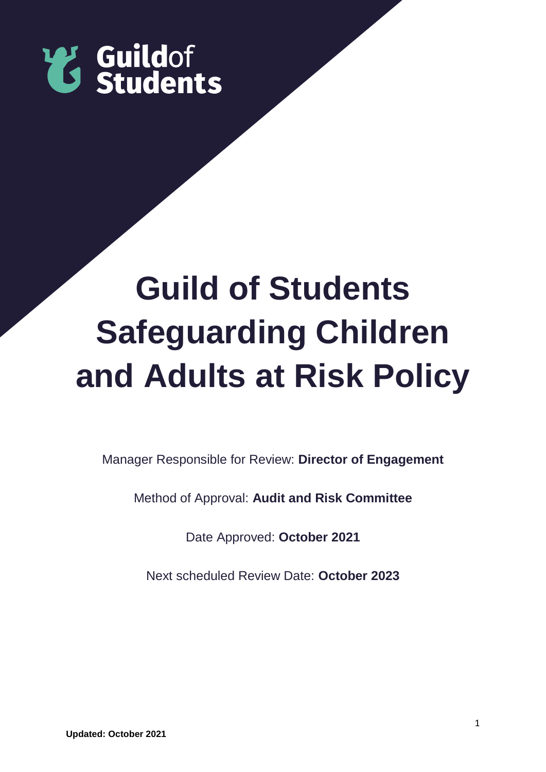Guild of Students

# Guild of Students Safeguarding Children and Adults at Risk Policy

Manager Responsible for Review: **Director of Engagement**

Method of Approval: **Audit and Risk Committee**

Date Approved: **October 2021**

Next scheduled Review Date: **October 2023**

**Updated: October 2021**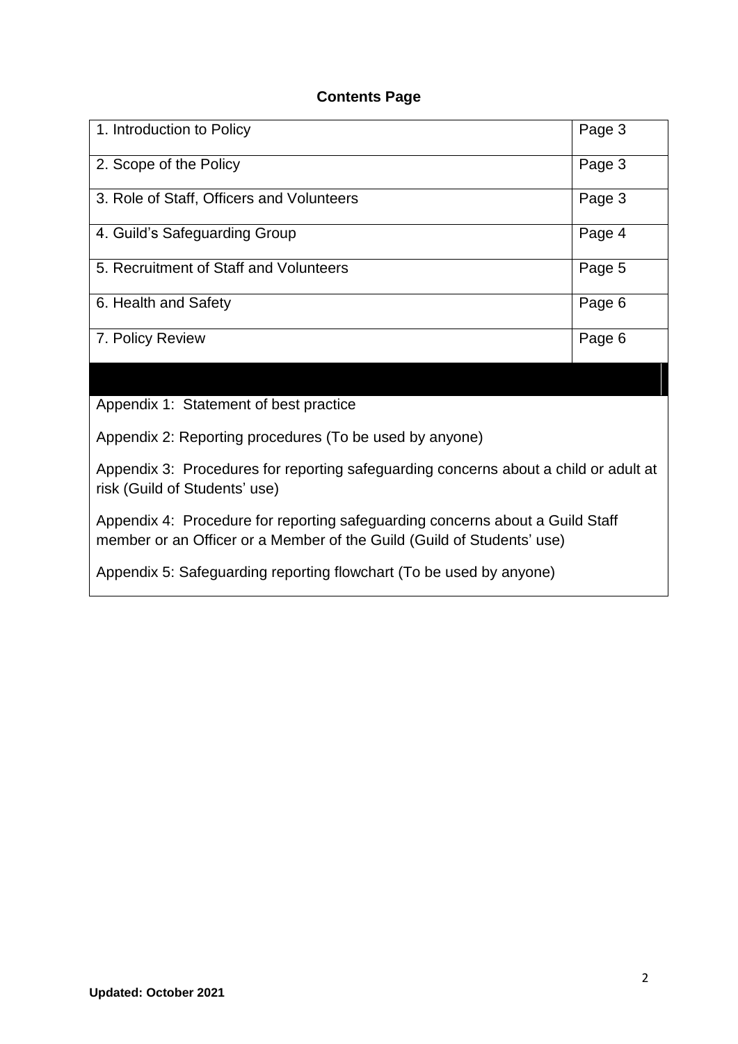**Contents Page**

| 1. Introduction to Policy | Page 3 |
|---|---|
| 2. Scope of the Policy | Page 3 |
| 3. Role of Staff, Officers and Volunteers | Page 3 |
| 4. Guild's Safeguarding Group | Page 4 |
| 5. Recruitment of Staff and Volunteers | Page 5 |
| 6. Health and Safety | Page 6 |
| 7. Policy Review | Page 6 |

Appendix 1: Statement of best practice

Appendix 2: Reporting procedures (To be used by anyone)

Appendix 3: Procedures for reporting safeguarding concerns about a child or adult at risk (Guild of Students' use)

Appendix 4: Procedure for reporting safeguarding concerns about a Guild Staff member or an Officer or a Member of the Guild (Guild of Students' use)

Appendix 5: Safeguarding reporting flowchart (To be used by anyone)

**Updated: October 2021**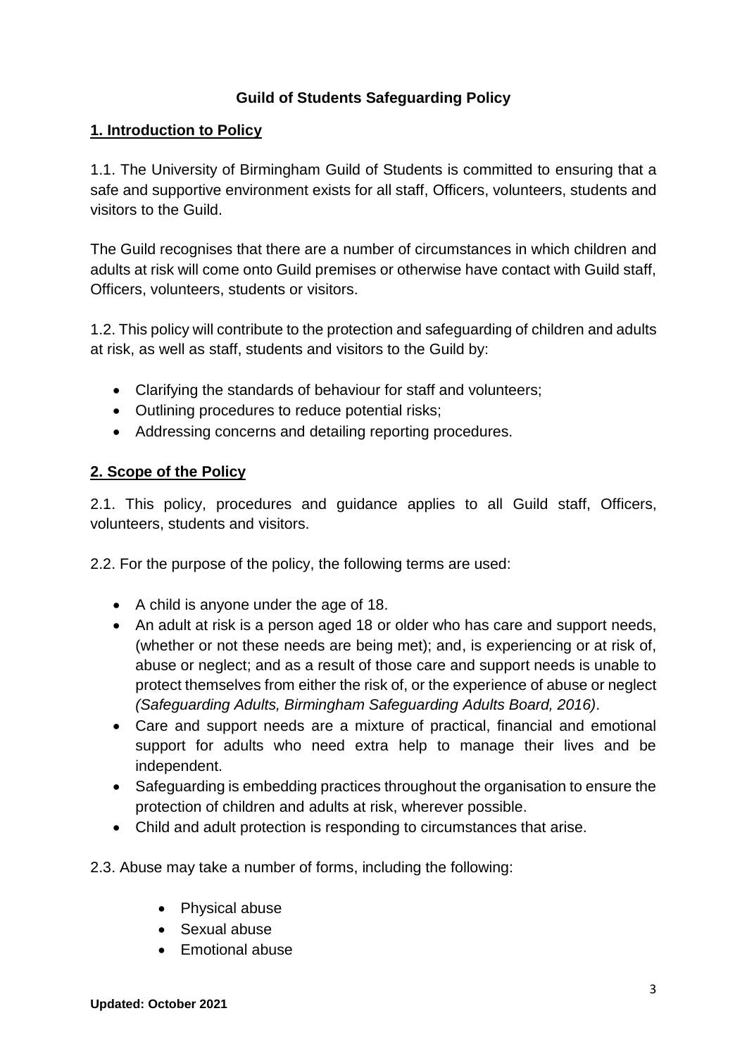**Guild of Students Safeguarding Policy**

## 1. Introduction to Policy

1.1. The University of Birmingham Guild of Students is committed to ensuring that a safe and supportive environment exists for all staff, Officers, volunteers, students and visitors to the Guild.

The Guild recognises that there are a number of circumstances in which children and adults at risk will come onto Guild premises or otherwise have contact with Guild staff, Officers, volunteers, students or visitors.

1.2. This policy will contribute to the protection and safeguarding of children and adults at risk, as well as staff, students and visitors to the Guild by:

- Clarifying the standards of behaviour for staff and volunteers;
- Outlining procedures to reduce potential risks;
- Addressing concerns and detailing reporting procedures.

## 2. Scope of the Policy

2.1. This policy, procedures and guidance applies to all Guild staff, Officers, volunteers, students and visitors.

2.2. For the purpose of the policy, the following terms are used:

- A child is anyone under the age of 18.
- An adult at risk is a person aged 18 or older who has care and support needs, (whether or not these needs are being met); and, is experiencing or at risk of, abuse or neglect; and as a result of those care and support needs is unable to protect themselves from either the risk of, or the experience of abuse or neglect *(Safeguarding Adults, Birmingham Safeguarding Adults Board, 2016)*.
- Care and support needs are a mixture of practical, financial and emotional support for adults who need extra help to manage their lives and be independent.
- Safeguarding is embedding practices throughout the organisation to ensure the protection of children and adults at risk, wherever possible.
- Child and adult protection is responding to circumstances that arise.

2.3. Abuse may take a number of forms, including the following:

- Physical abuse
- Sexual abuse
- Emotional abuse

**Updated: October 2021**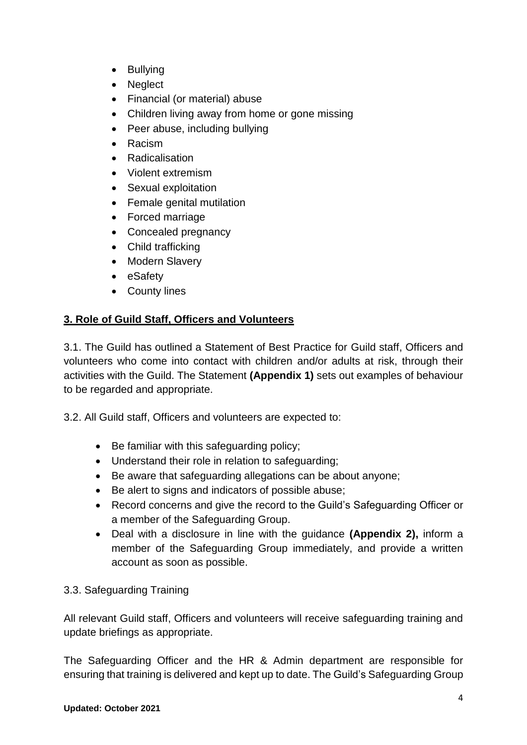- Bullying
- Neglect
- Financial (or material) abuse
- Children living away from home or gone missing
- Peer abuse, including bullying
- Racism
- Radicalisation
- Violent extremism
- Sexual exploitation
- Female genital mutilation
- Forced marriage
- Concealed pregnancy
- Child trafficking
- Modern Slavery
- eSafety
- County lines

## 3. Role of Guild Staff, Officers and Volunteers

3.1. The Guild has outlined a Statement of Best Practice for Guild staff, Officers and volunteers who come into contact with children and/or adults at risk, through their activities with the Guild. The Statement **(Appendix 1)** sets out examples of behaviour to be regarded and appropriate.

3.2. All Guild staff, Officers and volunteers are expected to:

- Be familiar with this safeguarding policy;
- Understand their role in relation to safeguarding;
- Be aware that safeguarding allegations can be about anyone;
- Be alert to signs and indicators of possible abuse;
- Record concerns and give the record to the Guild's Safeguarding Officer or a member of the Safeguarding Group.
- Deal with a disclosure in line with the guidance **(Appendix 2),** inform a member of the Safeguarding Group immediately, and provide a written account as soon as possible.

3.3. Safeguarding Training

All relevant Guild staff, Officers and volunteers will receive safeguarding training and update briefings as appropriate.

The Safeguarding Officer and the HR & Admin department are responsible for ensuring that training is delivered and kept up to date. The Guild's Safeguarding Group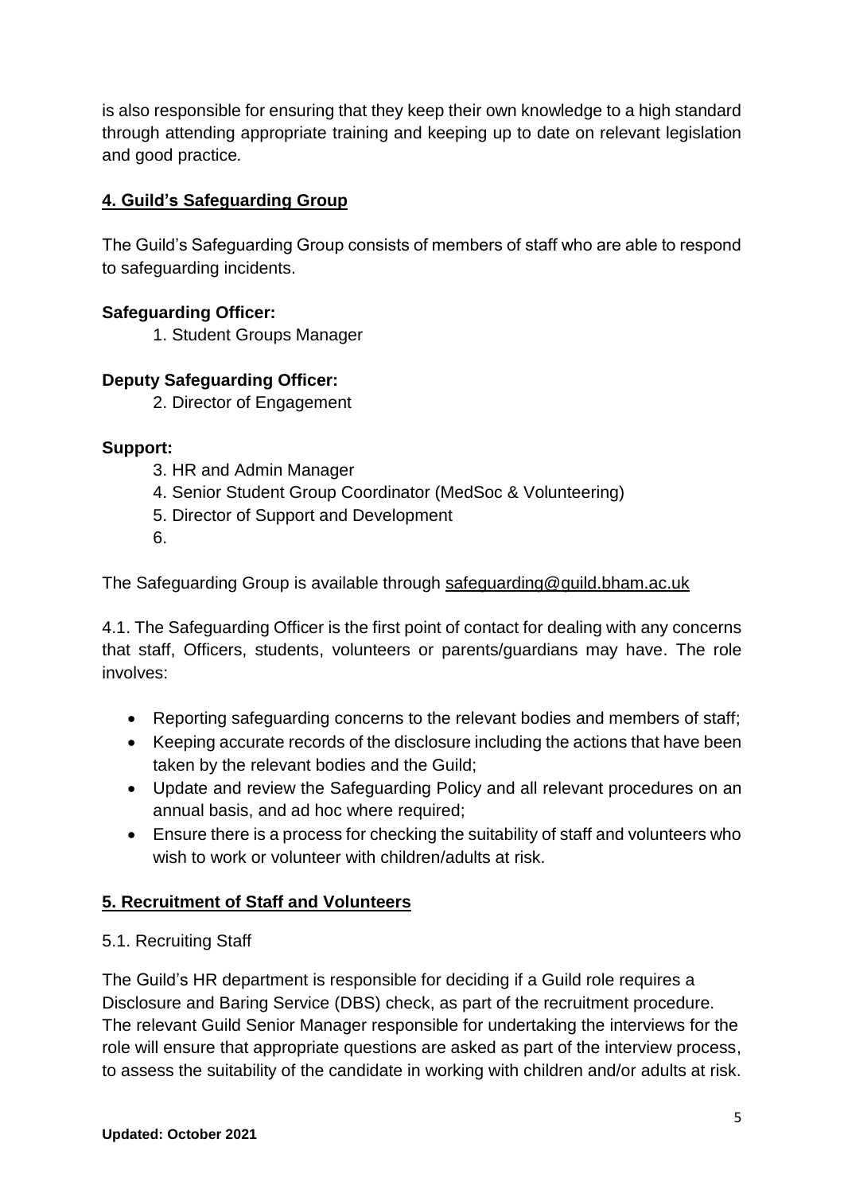is also responsible for ensuring that they keep their own knowledge to a high standard through attending appropriate training and keeping up to date on relevant legislation and good practice.

## 4. Guild's Safeguarding Group

The Guild's Safeguarding Group consists of members of staff who are able to respond to safeguarding incidents.

**Safeguarding Officer:**

1. Student Groups Manager

**Deputy Safeguarding Officer:**

2. Director of Engagement

**Support:**

3. HR and Admin Manager
4. Senior Student Group Coordinator (MedSoc & Volunteering)
5. Director of Support and Development
6.

The Safeguarding Group is available through safeguarding@guild.bham.ac.uk

4.1. The Safeguarding Officer is the first point of contact for dealing with any concerns that staff, Officers, students, volunteers or parents/guardians may have. The role involves:

- Reporting safeguarding concerns to the relevant bodies and members of staff;
- Keeping accurate records of the disclosure including the actions that have been taken by the relevant bodies and the Guild;
- Update and review the Safeguarding Policy and all relevant procedures on an annual basis, and ad hoc where required;
- Ensure there is a process for checking the suitability of staff and volunteers who wish to work or volunteer with children/adults at risk.

## 5. Recruitment of Staff and Volunteers

5.1. Recruiting Staff

The Guild's HR department is responsible for deciding if a Guild role requires a Disclosure and Baring Service (DBS) check, as part of the recruitment procedure. The relevant Guild Senior Manager responsible for undertaking the interviews for the role will ensure that appropriate questions are asked as part of the interview process, to assess the suitability of the candidate in working with children and/or adults at risk.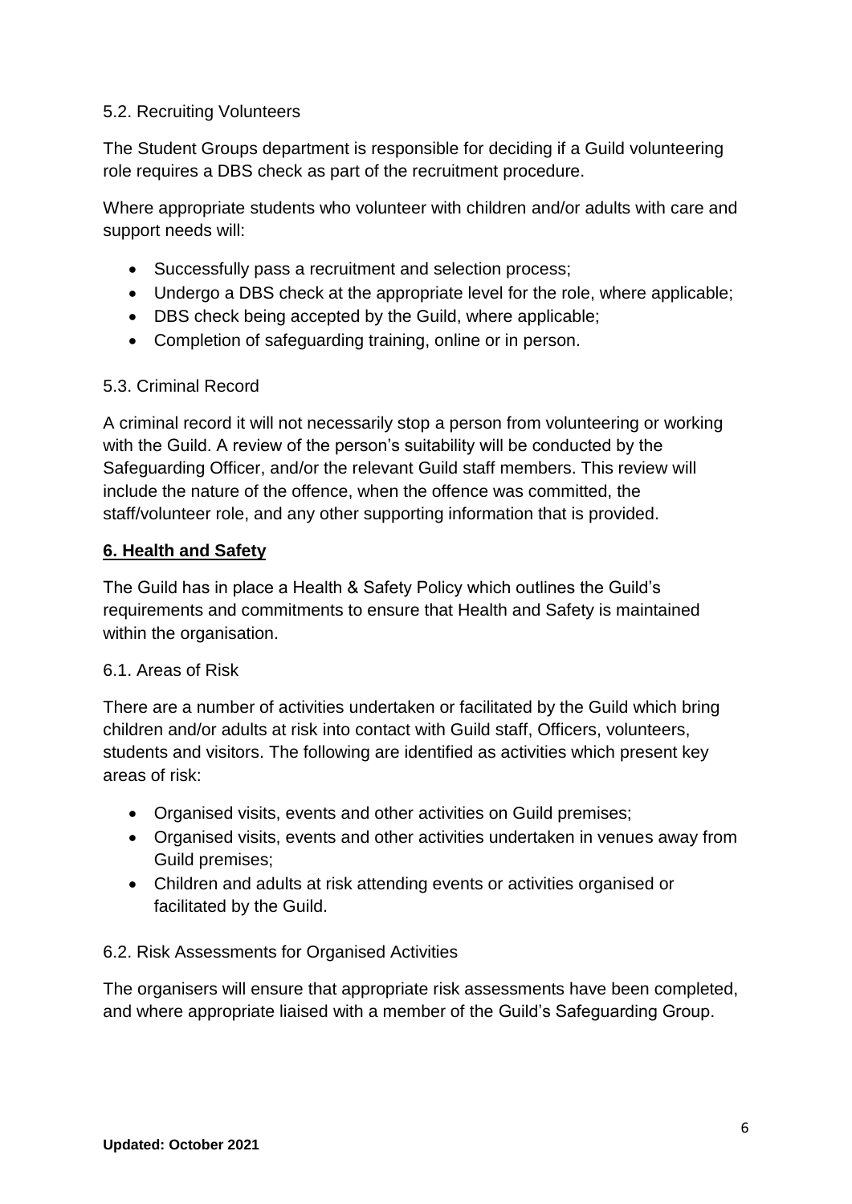5.2. Recruiting Volunteers

The Student Groups department is responsible for deciding if a Guild volunteering role requires a DBS check as part of the recruitment procedure.

Where appropriate students who volunteer with children and/or adults with care and support needs will:

- Successfully pass a recruitment and selection process;
- Undergo a DBS check at the appropriate level for the role, where applicable;
- DBS check being accepted by the Guild, where applicable;
- Completion of safeguarding training, online or in person.

5.3. Criminal Record

A criminal record it will not necessarily stop a person from volunteering or working with the Guild. A review of the person's suitability will be conducted by the Safeguarding Officer, and/or the relevant Guild staff members. This review will include the nature of the offence, when the offence was committed, the staff/volunteer role, and any other supporting information that is provided.

## **6. Health and Safety**

The Guild has in place a Health & Safety Policy which outlines the Guild's requirements and commitments to ensure that Health and Safety is maintained within the organisation.

6.1. Areas of Risk

There are a number of activities undertaken or facilitated by the Guild which bring children and/or adults at risk into contact with Guild staff, Officers, volunteers, students and visitors. The following are identified as activities which present key areas of risk:

- Organised visits, events and other activities on Guild premises;
- Organised visits, events and other activities undertaken in venues away from Guild premises;
- Children and adults at risk attending events or activities organised or facilitated by the Guild.

6.2. Risk Assessments for Organised Activities

The organisers will ensure that appropriate risk assessments have been completed, and where appropriate liaised with a member of the Guild's Safeguarding Group.

**Updated: October 2021**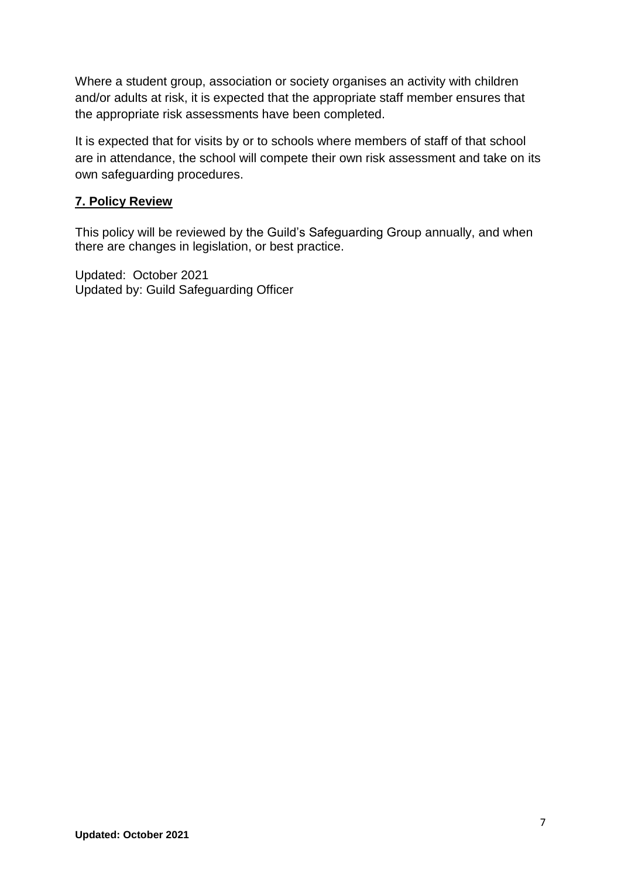Where a student group, association or society organises an activity with children and/or adults at risk, it is expected that the appropriate staff member ensures that the appropriate risk assessments have been completed.

It is expected that for visits by or to schools where members of staff of that school are in attendance, the school will compete their own risk assessment and take on its own safeguarding procedures.

## 7. Policy Review

This policy will be reviewed by the Guild's Safeguarding Group annually, and when there are changes in legislation, or best practice.

Updated: October 2021
Updated by: Guild Safeguarding Officer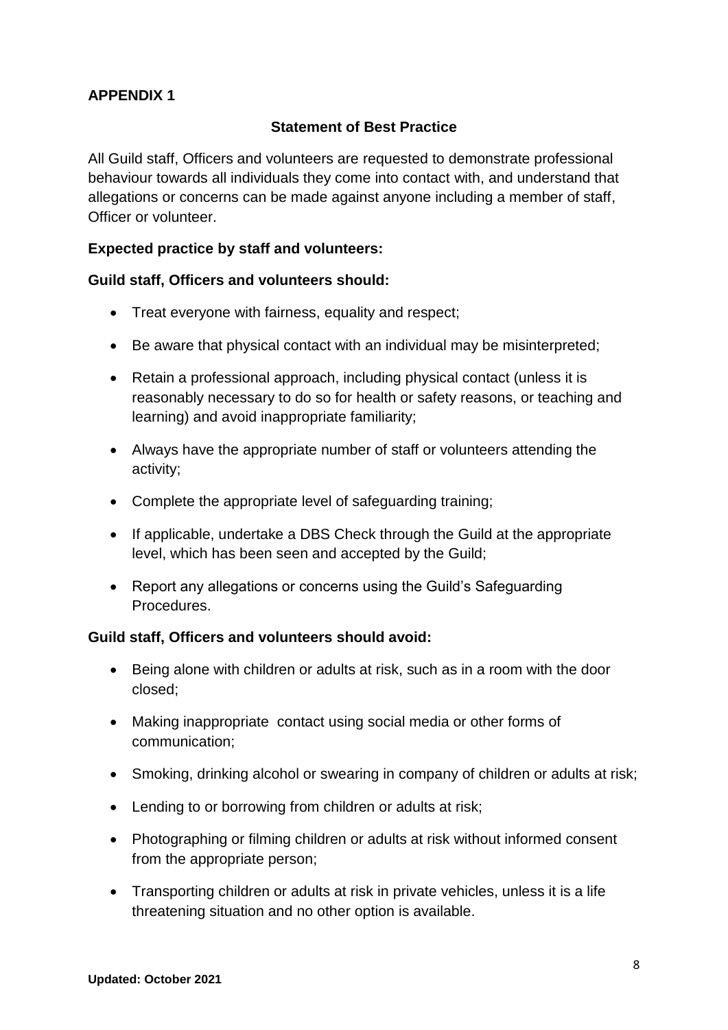**APPENDIX 1**

**Statement of Best Practice**

All Guild staff, Officers and volunteers are requested to demonstrate professional behaviour towards all individuals they come into contact with, and understand that allegations or concerns can be made against anyone including a member of staff, Officer or volunteer.

**Expected practice by staff and volunteers:**

**Guild staff, Officers and volunteers should:**

- Treat everyone with fairness, equality and respect;
- Be aware that physical contact with an individual may be misinterpreted;
- Retain a professional approach, including physical contact (unless it is reasonably necessary to do so for health or safety reasons, or teaching and learning) and avoid inappropriate familiarity;
- Always have the appropriate number of staff or volunteers attending the activity;
- Complete the appropriate level of safeguarding training;
- If applicable, undertake a DBS Check through the Guild at the appropriate level, which has been seen and accepted by the Guild;
- Report any allegations or concerns using the Guild's Safeguarding Procedures.

**Guild staff, Officers and volunteers should avoid:**

- Being alone with children or adults at risk, such as in a room with the door closed;
- Making inappropriate contact using social media or other forms of communication;
- Smoking, drinking alcohol or swearing in company of children or adults at risk;
- Lending to or borrowing from children or adults at risk;
- Photographing or filming children or adults at risk without informed consent from the appropriate person;
- Transporting children or adults at risk in private vehicles, unless it is a life threatening situation and no other option is available.

**Updated: October 2021**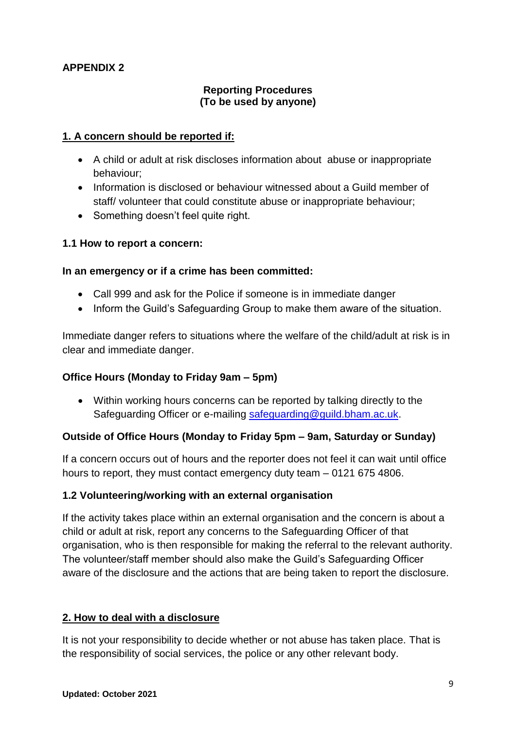**APPENDIX 2**

**Reporting Procedures**
**(To be used by anyone)**

## 1. A concern should be reported if:

- A child or adult at risk discloses information about abuse or inappropriate behaviour;
- Information is disclosed or behaviour witnessed about a Guild member of staff/ volunteer that could constitute abuse or inappropriate behaviour;
- Something doesn't feel quite right.

### 1.1 How to report a concern:

**In an emergency or if a crime has been committed:**

- Call 999 and ask for the Police if someone is in immediate danger
- Inform the Guild's Safeguarding Group to make them aware of the situation.

Immediate danger refers to situations where the welfare of the child/adult at risk is in clear and immediate danger.

**Office Hours (Monday to Friday 9am – 5pm)**

- Within working hours concerns can be reported by talking directly to the Safeguarding Officer or e-mailing safeguarding@guild.bham.ac.uk.

**Outside of Office Hours (Monday to Friday 5pm – 9am, Saturday or Sunday)**

If a concern occurs out of hours and the reporter does not feel it can wait until office hours to report, they must contact emergency duty team – 0121 675 4806.

### 1.2 Volunteering/working with an external organisation

If the activity takes place within an external organisation and the concern is about a child or adult at risk, report any concerns to the Safeguarding Officer of that organisation, who is then responsible for making the referral to the relevant authority. The volunteer/staff member should also make the Guild's Safeguarding Officer aware of the disclosure and the actions that are being taken to report the disclosure.

## 2. How to deal with a disclosure

It is not your responsibility to decide whether or not abuse has taken place. That is the responsibility of social services, the police or any other relevant body.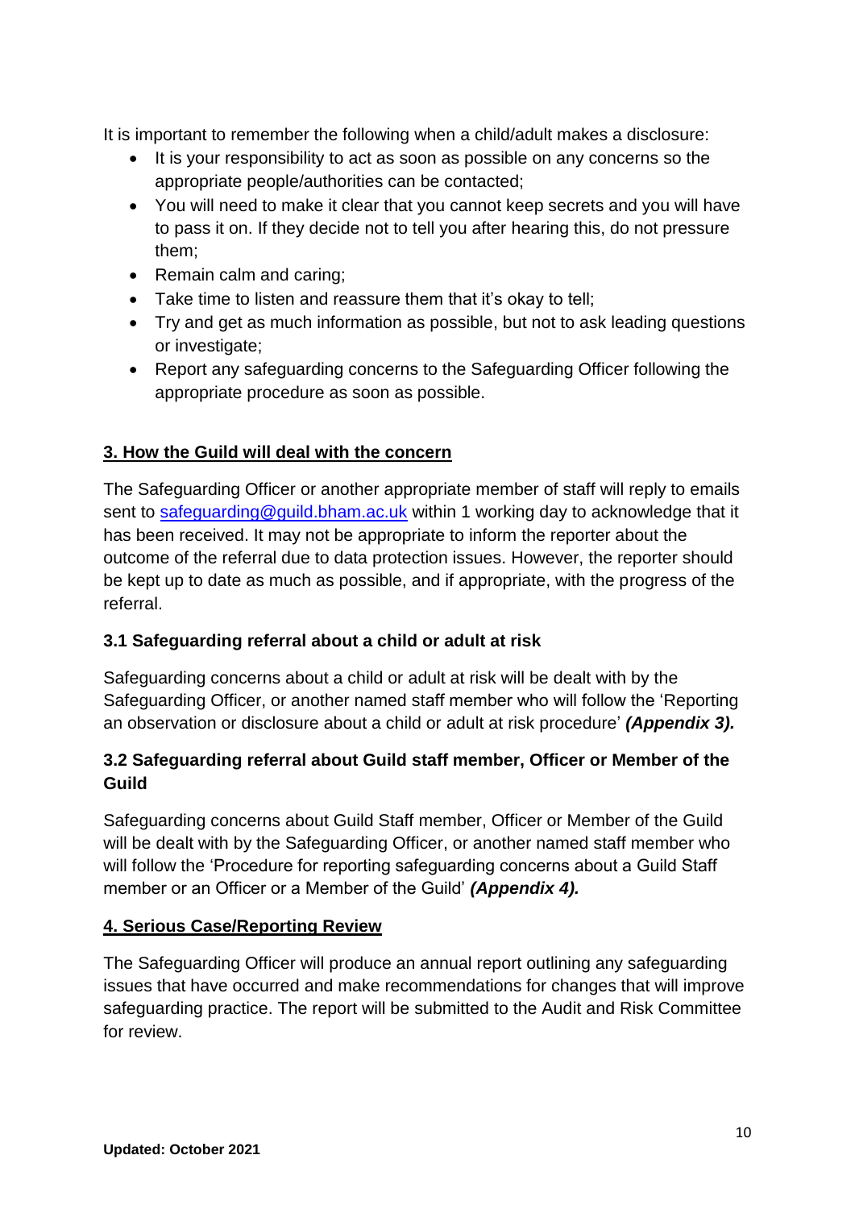It is important to remember the following when a child/adult makes a disclosure:

- It is your responsibility to act as soon as possible on any concerns so the appropriate people/authorities can be contacted;
- You will need to make it clear that you cannot keep secrets and you will have to pass it on. If they decide not to tell you after hearing this, do not pressure them;
- Remain calm and caring;
- Take time to listen and reassure them that it's okay to tell;
- Try and get as much information as possible, but not to ask leading questions or investigate;
- Report any safeguarding concerns to the Safeguarding Officer following the appropriate procedure as soon as possible.

## 3. How the Guild will deal with the concern

The Safeguarding Officer or another appropriate member of staff will reply to emails sent to [safeguarding@guild.bham.ac.uk](mailto:safeguarding@guild.bham.ac.uk) within 1 working day to acknowledge that it has been received. It may not be appropriate to inform the reporter about the outcome of the referral due to data protection issues. However, the reporter should be kept up to date as much as possible, and if appropriate, with the progress of the referral.

### 3.1 Safeguarding referral about a child or adult at risk

Safeguarding concerns about a child or adult at risk will be dealt with by the Safeguarding Officer, or another named staff member who will follow the 'Reporting an observation or disclosure about a child or adult at risk procedure' ***(Appendix 3).***

### 3.2 Safeguarding referral about Guild staff member, Officer or Member of the Guild

Safeguarding concerns about Guild Staff member, Officer or Member of the Guild will be dealt with by the Safeguarding Officer, or another named staff member who will follow the 'Procedure for reporting safeguarding concerns about a Guild Staff member or an Officer or a Member of the Guild' ***(Appendix 4).***

## 4. Serious Case/Reporting Review

The Safeguarding Officer will produce an annual report outlining any safeguarding issues that have occurred and make recommendations for changes that will improve safeguarding practice. The report will be submitted to the Audit and Risk Committee for review.

**Updated: October 2021**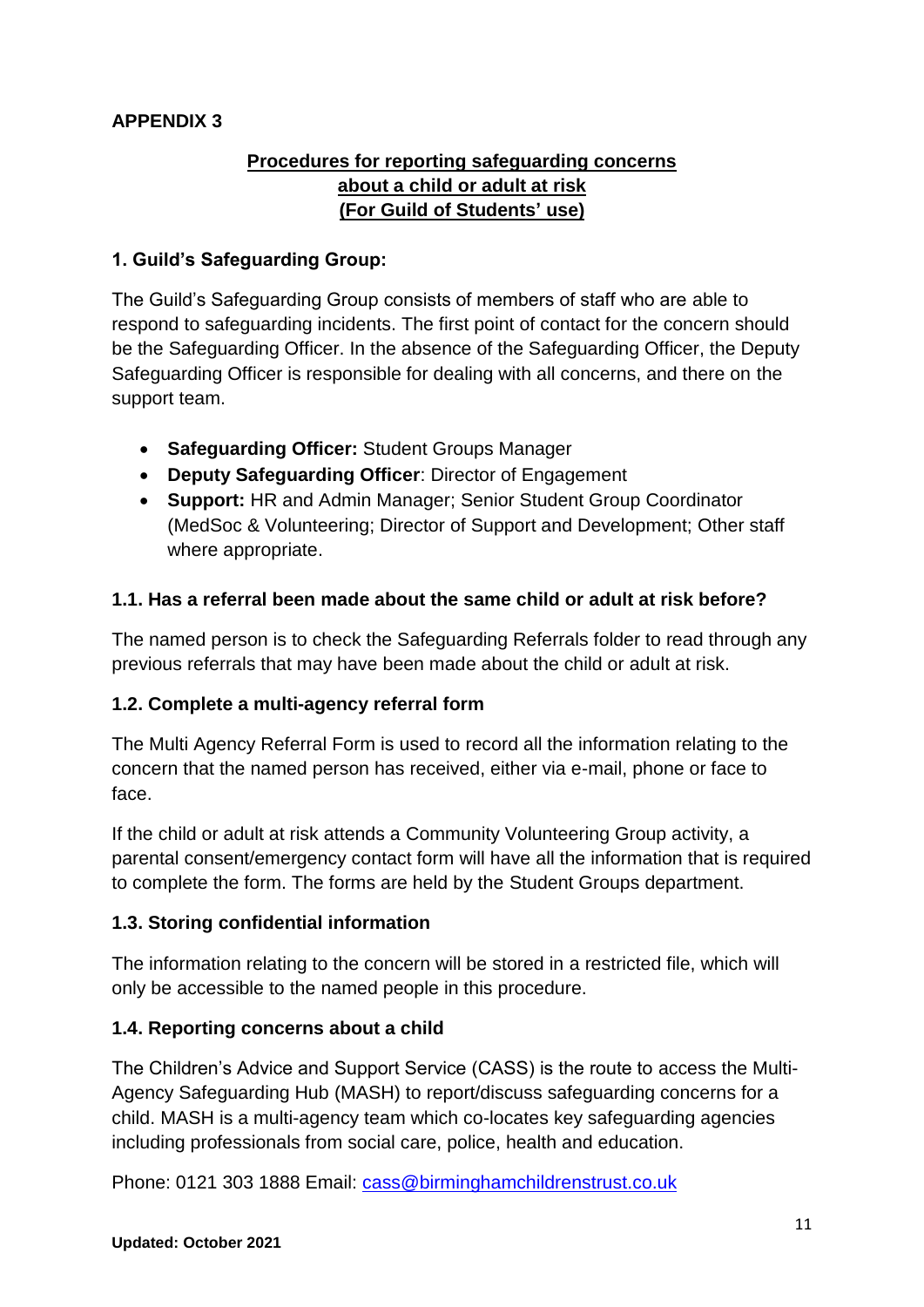**APPENDIX 3**

## Procedures for reporting safeguarding concerns about a child or adult at risk (For Guild of Students' use)

### 1. Guild's Safeguarding Group:

The Guild's Safeguarding Group consists of members of staff who are able to respond to safeguarding incidents. The first point of contact for the concern should be the Safeguarding Officer. In the absence of the Safeguarding Officer, the Deputy Safeguarding Officer is responsible for dealing with all concerns, and there on the support team.

- **Safeguarding Officer:** Student Groups Manager
- **Deputy Safeguarding Officer**: Director of Engagement
- **Support:** HR and Admin Manager; Senior Student Group Coordinator (MedSoc & Volunteering; Director of Support and Development; Other staff where appropriate.

### 1.1. Has a referral been made about the same child or adult at risk before?

The named person is to check the Safeguarding Referrals folder to read through any previous referrals that may have been made about the child or adult at risk.

### 1.2. Complete a multi-agency referral form

The Multi Agency Referral Form is used to record all the information relating to the concern that the named person has received, either via e-mail, phone or face to face.

If the child or adult at risk attends a Community Volunteering Group activity, a parental consent/emergency contact form will have all the information that is required to complete the form. The forms are held by the Student Groups department.

### 1.3. Storing confidential information

The information relating to the concern will be stored in a restricted file, which will only be accessible to the named people in this procedure.

### 1.4. Reporting concerns about a child

The Children's Advice and Support Service (CASS) is the route to access the Multi-Agency Safeguarding Hub (MASH) to report/discuss safeguarding concerns for a child. MASH is a multi-agency team which co-locates key safeguarding agencies including professionals from social care, police, health and education.

Phone: 0121 303 1888 Email: cass@birminghamchildrenstrust.co.uk

**Updated: October 2021**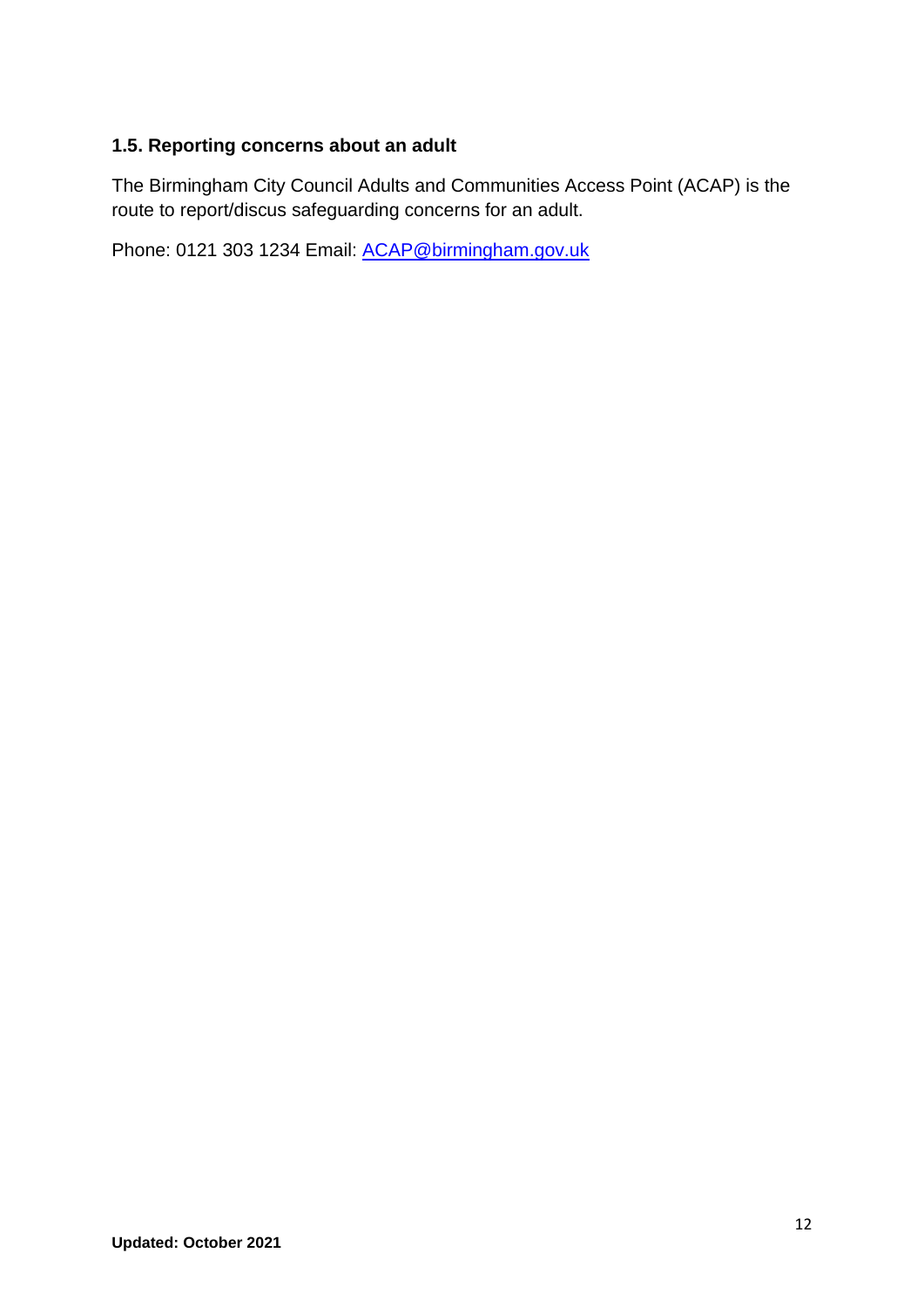### 1.5. Reporting concerns about an adult

The Birmingham City Council Adults and Communities Access Point (ACAP) is the route to report/discus safeguarding concerns for an adult.

Phone: 0121 303 1234 Email: ACAP@birmingham.gov.uk

**Updated: October 2021**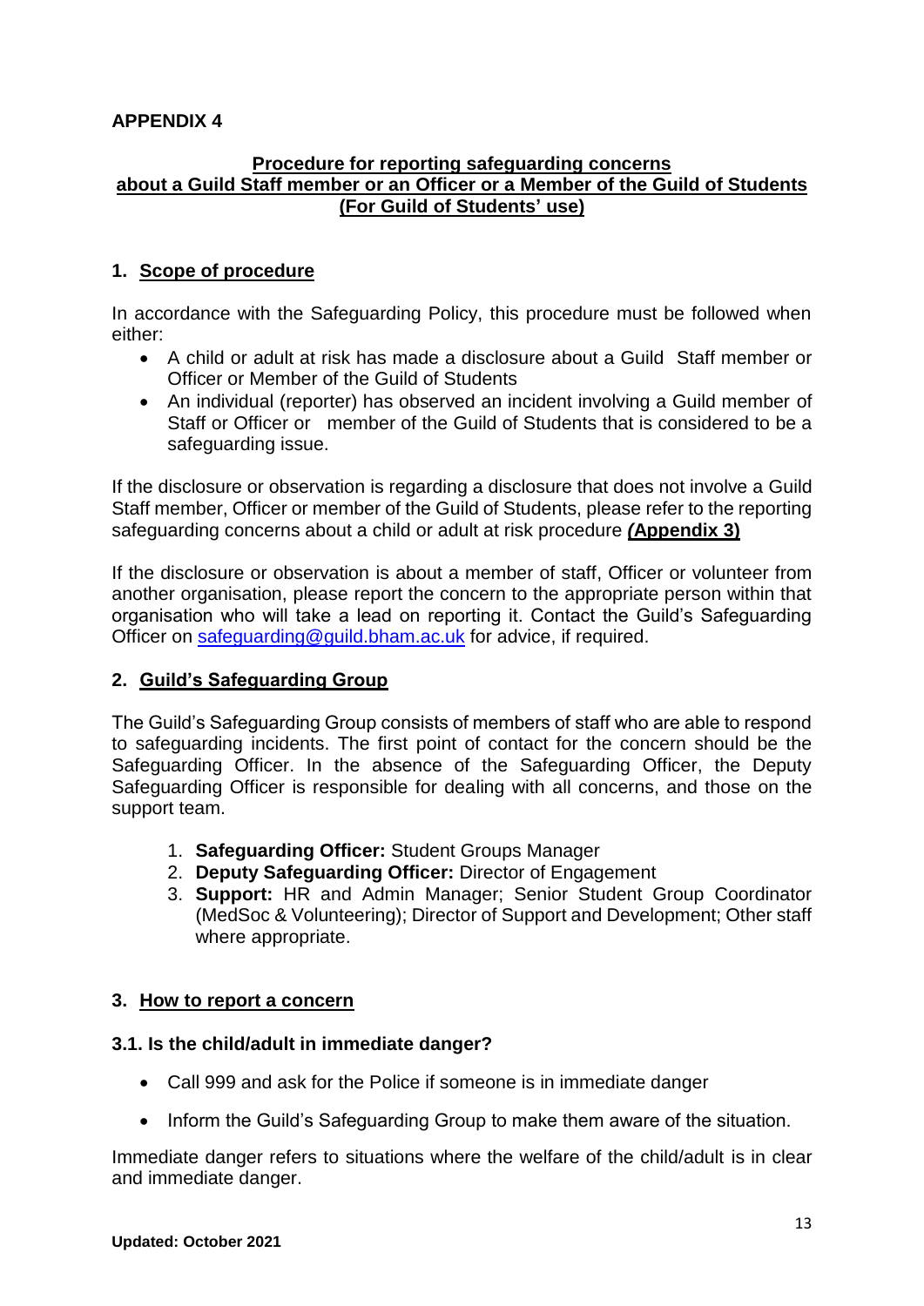**APPENDIX 4**

**Procedure for reporting safeguarding concerns about a Guild Staff member or an Officer or a Member of the Guild of Students (For Guild of Students' use)**

## 1. Scope of procedure

In accordance with the Safeguarding Policy, this procedure must be followed when either:

- A child or adult at risk has made a disclosure about a Guild Staff member or Officer or Member of the Guild of Students
- An individual (reporter) has observed an incident involving a Guild member of Staff or Officer or member of the Guild of Students that is considered to be a safeguarding issue.

If the disclosure or observation is regarding a disclosure that does not involve a Guild Staff member, Officer or member of the Guild of Students, please refer to the reporting safeguarding concerns about a child or adult at risk procedure ***(*Appendix 3)**

If the disclosure or observation is about a member of staff, Officer or volunteer from another organisation, please report the concern to the appropriate person within that organisation who will take a lead on reporting it. Contact the Guild's Safeguarding Officer on safeguarding@guild.bham.ac.uk for advice, if required.

## 2. Guild's Safeguarding Group

The Guild's Safeguarding Group consists of members of staff who are able to respond to safeguarding incidents. The first point of contact for the concern should be the Safeguarding Officer. In the absence of the Safeguarding Officer, the Deputy Safeguarding Officer is responsible for dealing with all concerns, and those on the support team.

1. **Safeguarding Officer:** Student Groups Manager
2. **Deputy Safeguarding Officer:** Director of Engagement
3. **Support:** HR and Admin Manager; Senior Student Group Coordinator (MedSoc & Volunteering); Director of Support and Development; Other staff where appropriate.

## 3. How to report a concern

### 3.1. Is the child/adult in immediate danger?

- Call 999 and ask for the Police if someone is in immediate danger
- Inform the Guild's Safeguarding Group to make them aware of the situation.

Immediate danger refers to situations where the welfare of the child/adult is in clear and immediate danger.

**Updated: October 2021**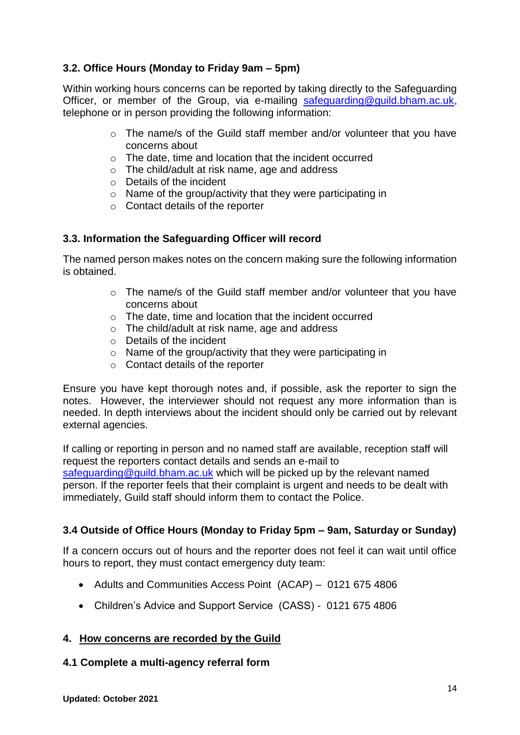### 3.2. Office Hours (Monday to Friday 9am – 5pm)

Within working hours concerns can be reported by taking directly to the Safeguarding Officer, or member of the Group, via e-mailing safeguarding@guild.bham.ac.uk, telephone or in person providing the following information:

- The name/s of the Guild staff member and/or volunteer that you have concerns about
- The date, time and location that the incident occurred
- The child/adult at risk name, age and address
- Details of the incident
- Name of the group/activity that they were participating in
- Contact details of the reporter

### 3.3. Information the Safeguarding Officer will record

The named person makes notes on the concern making sure the following information is obtained.

- The name/s of the Guild staff member and/or volunteer that you have concerns about
- The date, time and location that the incident occurred
- The child/adult at risk name, age and address
- Details of the incident
- Name of the group/activity that they were participating in
- Contact details of the reporter

Ensure you have kept thorough notes and, if possible, ask the reporter to sign the notes. However, the interviewer should not request any more information than is needed. In depth interviews about the incident should only be carried out by relevant external agencies.

If calling or reporting in person and no named staff are available, reception staff will request the reporters contact details and sends an e-mail to safeguarding@guild.bham.ac.uk which will be picked up by the relevant named person. If the reporter feels that their complaint is urgent and needs to be dealt with immediately, Guild staff should inform them to contact the Police.

### 3.4 Outside of Office Hours (Monday to Friday 5pm – 9am, Saturday or Sunday)

If a concern occurs out of hours and the reporter does not feel it can wait until office hours to report, they must contact emergency duty team:

- Adults and Communities Access Point (ACAP) – 0121 675 4806
- Children's Advice and Support Service (CASS) - 0121 675 4806

## 4. How concerns are recorded by the Guild

### 4.1 Complete a multi-agency referral form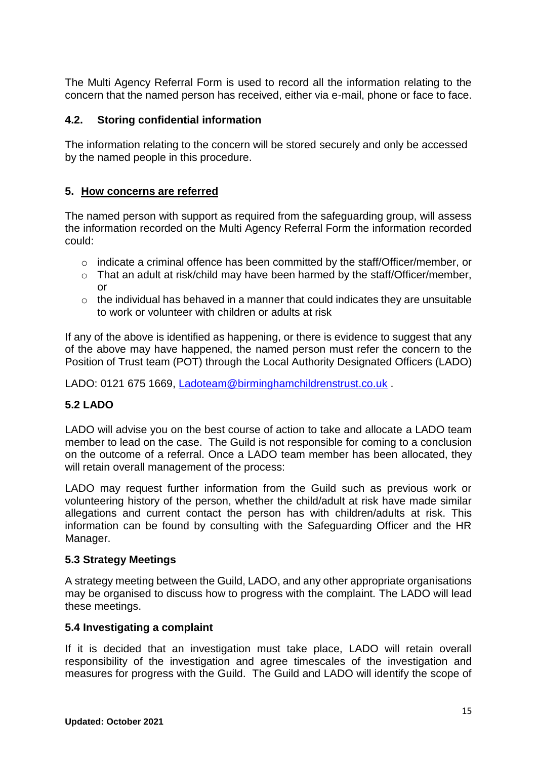The Multi Agency Referral Form is used to record all the information relating to the concern that the named person has received, either via e-mail, phone or face to face.

### 4.2. Storing confidential information

The information relating to the concern will be stored securely and only be accessed by the named people in this procedure.

## 5. How concerns are referred

The named person with support as required from the safeguarding group, will assess the information recorded on the Multi Agency Referral Form the information recorded could:

- indicate a criminal offence has been committed by the staff/Officer/member, or
- That an adult at risk/child may have been harmed by the staff/Officer/member, or
- the individual has behaved in a manner that could indicates they are unsuitable to work or volunteer with children or adults at risk

If any of the above is identified as happening, or there is evidence to suggest that any of the above may have happened, the named person must refer the concern to the Position of Trust team (POT) through the Local Authority Designated Officers (LADO)

LADO: 0121 675 1669, Ladoteam@birminghamchildrenstrust.co.uk .

### 5.2 LADO

LADO will advise you on the best course of action to take and allocate a LADO team member to lead on the case. The Guild is not responsible for coming to a conclusion on the outcome of a referral. Once a LADO team member has been allocated, they will retain overall management of the process:

LADO may request further information from the Guild such as previous work or volunteering history of the person, whether the child/adult at risk have made similar allegations and current contact the person has with children/adults at risk. This information can be found by consulting with the Safeguarding Officer and the HR Manager.

### 5.3 Strategy Meetings

A strategy meeting between the Guild, LADO, and any other appropriate organisations may be organised to discuss how to progress with the complaint. The LADO will lead these meetings.

### 5.4 Investigating a complaint

If it is decided that an investigation must take place, LADO will retain overall responsibility of the investigation and agree timescales of the investigation and measures for progress with the Guild. The Guild and LADO will identify the scope of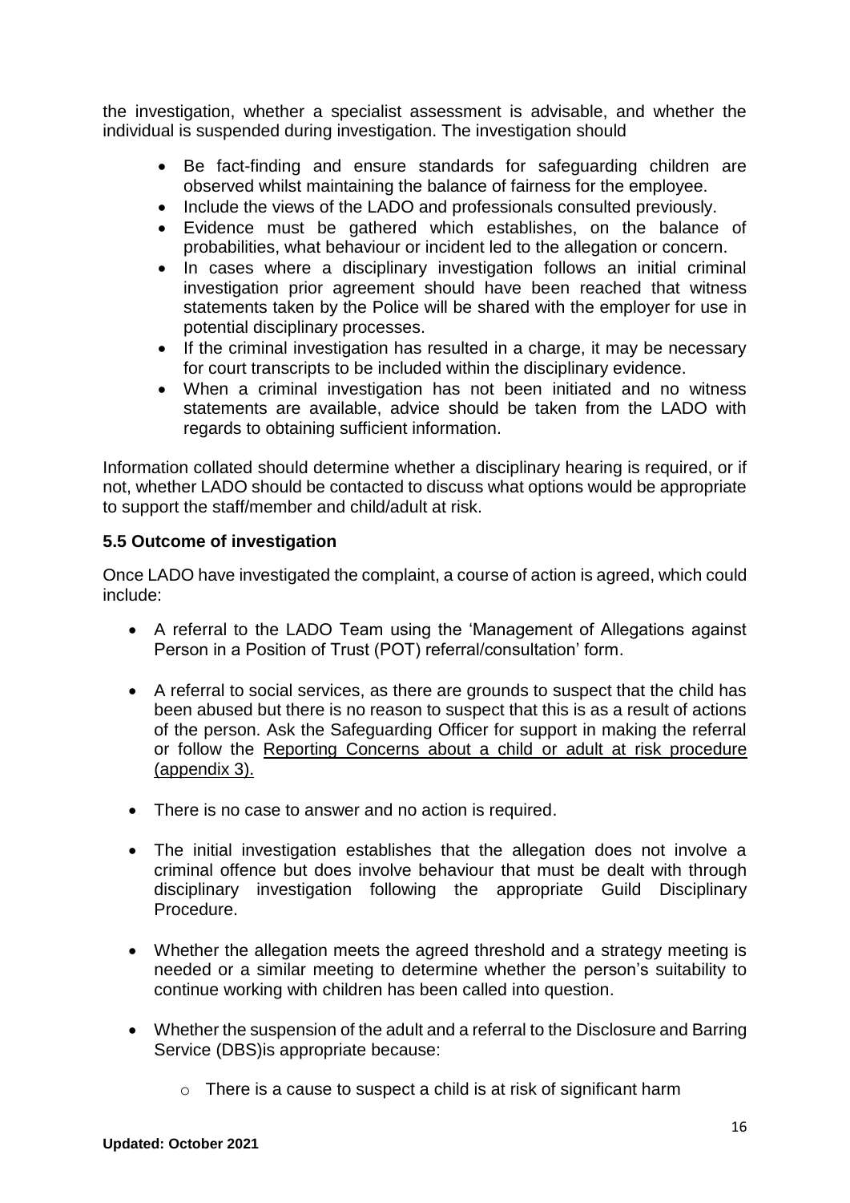the investigation, whether a specialist assessment is advisable, and whether the individual is suspended during investigation. The investigation should

- Be fact-finding and ensure standards for safeguarding children are observed whilst maintaining the balance of fairness for the employee.
- Include the views of the LADO and professionals consulted previously.
- Evidence must be gathered which establishes, on the balance of probabilities, what behaviour or incident led to the allegation or concern.
- In cases where a disciplinary investigation follows an initial criminal investigation prior agreement should have been reached that witness statements taken by the Police will be shared with the employer for use in potential disciplinary processes.
- If the criminal investigation has resulted in a charge, it may be necessary for court transcripts to be included within the disciplinary evidence.
- When a criminal investigation has not been initiated and no witness statements are available, advice should be taken from the LADO with regards to obtaining sufficient information.

Information collated should determine whether a disciplinary hearing is required, or if not, whether LADO should be contacted to discuss what options would be appropriate to support the staff/member and child/adult at risk.

### 5.5 Outcome of investigation

Once LADO have investigated the complaint, a course of action is agreed, which could include:

- A referral to the LADO Team using the 'Management of Allegations against Person in a Position of Trust (POT) referral/consultation' form.
- A referral to social services, as there are grounds to suspect that the child has been abused but there is no reason to suspect that this is as a result of actions of the person. Ask the Safeguarding Officer for support in making the referral or follow the Reporting Concerns about a child or adult at risk procedure (appendix 3).
- There is no case to answer and no action is required.
- The initial investigation establishes that the allegation does not involve a criminal offence but does involve behaviour that must be dealt with through disciplinary investigation following the appropriate Guild Disciplinary Procedure.
- Whether the allegation meets the agreed threshold and a strategy meeting is needed or a similar meeting to determine whether the person's suitability to continue working with children has been called into question.
- Whether the suspension of the adult and a referral to the Disclosure and Barring Service (DBS)is appropriate because:
  - There is a cause to suspect a child is at risk of significant harm

Updated: October 2021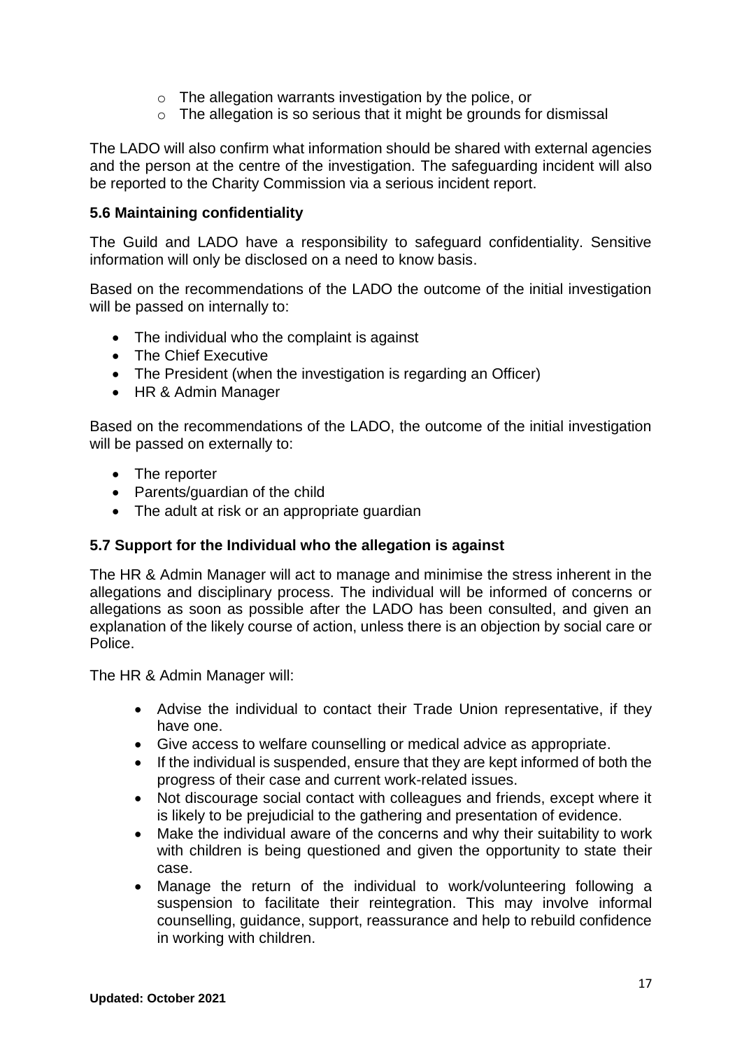- The allegation warrants investigation by the police, or
- The allegation is so serious that it might be grounds for dismissal

The LADO will also confirm what information should be shared with external agencies and the person at the centre of the investigation. The safeguarding incident will also be reported to the Charity Commission via a serious incident report.

### 5.6 Maintaining confidentiality

The Guild and LADO have a responsibility to safeguard confidentiality. Sensitive information will only be disclosed on a need to know basis.

Based on the recommendations of the LADO the outcome of the initial investigation will be passed on internally to:

- The individual who the complaint is against
- The Chief Executive
- The President (when the investigation is regarding an Officer)
- HR & Admin Manager

Based on the recommendations of the LADO, the outcome of the initial investigation will be passed on externally to:

- The reporter
- Parents/guardian of the child
- The adult at risk or an appropriate guardian

### 5.7 Support for the Individual who the allegation is against

The HR & Admin Manager will act to manage and minimise the stress inherent in the allegations and disciplinary process. The individual will be informed of concerns or allegations as soon as possible after the LADO has been consulted, and given an explanation of the likely course of action, unless there is an objection by social care or Police.

The HR & Admin Manager will:

- Advise the individual to contact their Trade Union representative, if they have one.
- Give access to welfare counselling or medical advice as appropriate.
- If the individual is suspended, ensure that they are kept informed of both the progress of their case and current work-related issues.
- Not discourage social contact with colleagues and friends, except where it is likely to be prejudicial to the gathering and presentation of evidence.
- Make the individual aware of the concerns and why their suitability to work with children is being questioned and given the opportunity to state their case.
- Manage the return of the individual to work/volunteering following a suspension to facilitate their reintegration. This may involve informal counselling, guidance, support, reassurance and help to rebuild confidence in working with children.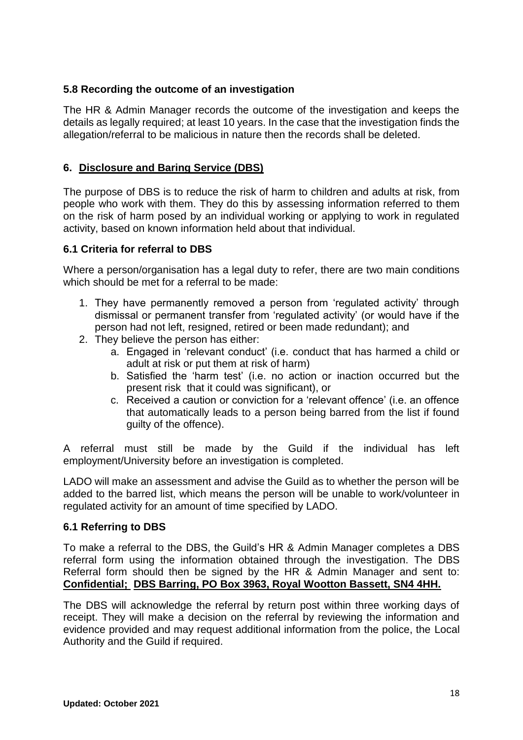### 5.8 Recording the outcome of an investigation

The HR & Admin Manager records the outcome of the investigation and keeps the details as legally required; at least 10 years. In the case that the investigation finds the allegation/referral to be malicious in nature then the records shall be deleted.

## 6. Disclosure and Baring Service (DBS)

The purpose of DBS is to reduce the risk of harm to children and adults at risk, from people who work with them. They do this by assessing information referred to them on the risk of harm posed by an individual working or applying to work in regulated activity, based on known information held about that individual.

### 6.1 Criteria for referral to DBS

Where a person/organisation has a legal duty to refer, there are two main conditions which should be met for a referral to be made:

1. They have permanently removed a person from 'regulated activity' through dismissal or permanent transfer from 'regulated activity' (or would have if the person had not left, resigned, retired or been made redundant); and
2. They believe the person has either:
    a. Engaged in 'relevant conduct' (i.e. conduct that has harmed a child or adult at risk or put them at risk of harm)
    b. Satisfied the 'harm test' (i.e. no action or inaction occurred but the present risk that it could was significant), or
    c. Received a caution or conviction for a 'relevant offence' (i.e. an offence that automatically leads to a person being barred from the list if found guilty of the offence).

A referral must still be made by the Guild if the individual has left employment/University before an investigation is completed.

LADO will make an assessment and advise the Guild as to whether the person will be added to the barred list, which means the person will be unable to work/volunteer in regulated activity for an amount of time specified by LADO.

### 6.1 Referring to DBS

To make a referral to the DBS, the Guild's HR & Admin Manager completes a DBS referral form using the information obtained through the investigation. The DBS Referral form should then be signed by the HR & Admin Manager and sent to: **Confidential; DBS Barring, PO Box 3963, Royal Wootton Bassett, SN4 4HH.**

The DBS will acknowledge the referral by return post within three working days of receipt. They will make a decision on the referral by reviewing the information and evidence provided and may request additional information from the police, the Local Authority and the Guild if required.

**Updated: October 2021**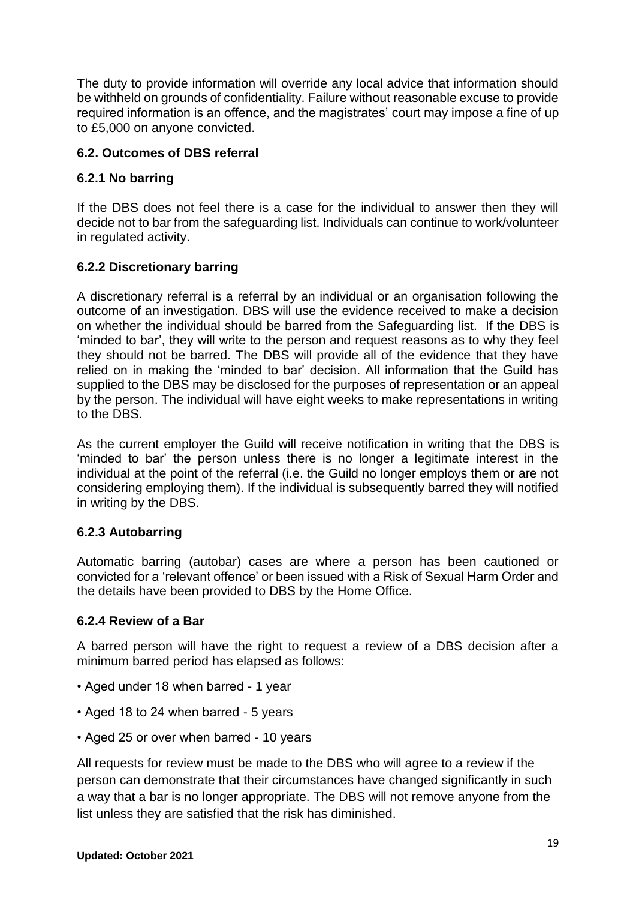The duty to provide information will override any local advice that information should be withheld on grounds of confidentiality. Failure without reasonable excuse to provide required information is an offence, and the magistrates' court may impose a fine of up to £5,000 on anyone convicted.

### 6.2. Outcomes of DBS referral

#### 6.2.1 No barring

If the DBS does not feel there is a case for the individual to answer then they will decide not to bar from the safeguarding list. Individuals can continue to work/volunteer in regulated activity.

#### 6.2.2 Discretionary barring

A discretionary referral is a referral by an individual or an organisation following the outcome of an investigation. DBS will use the evidence received to make a decision on whether the individual should be barred from the Safeguarding list. If the DBS is 'minded to bar', they will write to the person and request reasons as to why they feel they should not be barred. The DBS will provide all of the evidence that they have relied on in making the 'minded to bar' decision. All information that the Guild has supplied to the DBS may be disclosed for the purposes of representation or an appeal by the person. The individual will have eight weeks to make representations in writing to the DBS.

As the current employer the Guild will receive notification in writing that the DBS is 'minded to bar' the person unless there is no longer a legitimate interest in the individual at the point of the referral (i.e. the Guild no longer employs them or are not considering employing them). If the individual is subsequently barred they will notified in writing by the DBS.

#### 6.2.3 Autobarring

Automatic barring (autobar) cases are where a person has been cautioned or convicted for a 'relevant offence' or been issued with a Risk of Sexual Harm Order and the details have been provided to DBS by the Home Office.

#### 6.2.4 Review of a Bar

A barred person will have the right to request a review of a DBS decision after a minimum barred period has elapsed as follows:

- Aged under 18 when barred - 1 year
- Aged 18 to 24 when barred - 5 years
- Aged 25 or over when barred - 10 years

All requests for review must be made to the DBS who will agree to a review if the person can demonstrate that their circumstances have changed significantly in such a way that a bar is no longer appropriate. The DBS will not remove anyone from the list unless they are satisfied that the risk has diminished.

**Updated: October 2021**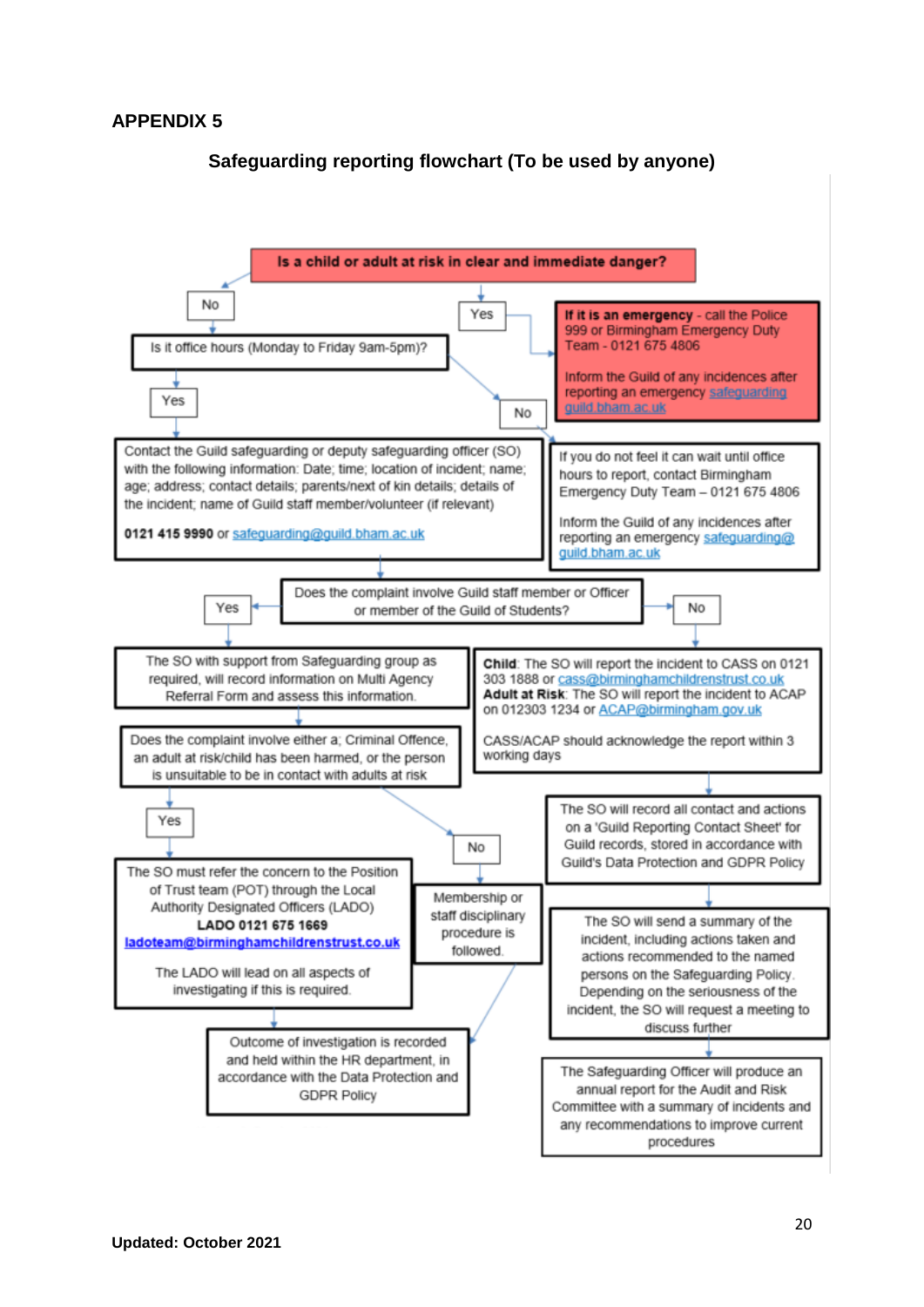## APPENDIX 5

### Safeguarding reporting flowchart (To be used by anyone)

**Is a child or adult at risk in clear and immediate danger?**

No

Yes

**If it is an emergency** - call the Police 999 or Birmingham Emergency Duty Team - 0121 675 4806

Inform the Guild of any incidences after reporting an emergency safeguarding guild.bham.ac.uk

Is it office hours (Monday to Friday 9am-5pm)?

Yes

No

Contact the Guild safeguarding or deputy safeguarding officer (SO) with the following information: Date; time; location of incident; name; age; address; contact details; parents/next of kin details; details of the incident; name of Guild staff member/volunteer (if relevant)

**0121 415 9990** or safeguarding@guild.bham.ac.uk

If you do not feel it can wait until office hours to report, contact Birmingham Emergency Duty Team – 0121 675 4806

Inform the Guild of any incidences after reporting an emergency safeguarding@guild.bham.ac.uk

Does the complaint involve Guild staff member or Officer or member of the Guild of Students?

Yes

No

The SO with support from Safeguarding group as required, will record information on Multi Agency Referral Form and assess this information.

**Child**: The SO will report the incident to CASS on 0121 303 1888 or cass@birminghamchildrenstrust.co.uk
**Adult at Risk**: The SO will report the incident to ACAP on 012303 1234 or ACAP@birmingham.gov.uk

CASS/ACAP should acknowledge the report within 3 working days

Does the complaint involve either a; Criminal Offence, an adult at risk/child has been harmed, or the person is unsuitable to be in contact with adults at risk

Yes

No

The SO must refer the concern to the Position of Trust team (POT) through the Local Authority Designated Officers (LADO)
**LADO 0121 675 1669**
**ladoteam@birminghamchildrenstrust.co.uk**

The LADO will lead on all aspects of investigating if this is required.

Membership or staff disciplinary procedure is followed.

Outcome of investigation is recorded and held within the HR department, in accordance with the Data Protection and GDPR Policy

The SO will record all contact and actions on a 'Guild Reporting Contact Sheet' for Guild records, stored in accordance with Guild's Data Protection and GDPR Policy

The SO will send a summary of the incident, including actions taken and actions recommended to the named persons on the Safeguarding Policy. Depending on the seriousness of the incident, the SO will request a meeting to discuss further

The Safeguarding Officer will produce an annual report for the Audit and Risk Committee with a summary of incidents and any recommendations to improve current procedures

**Updated: October 2021**